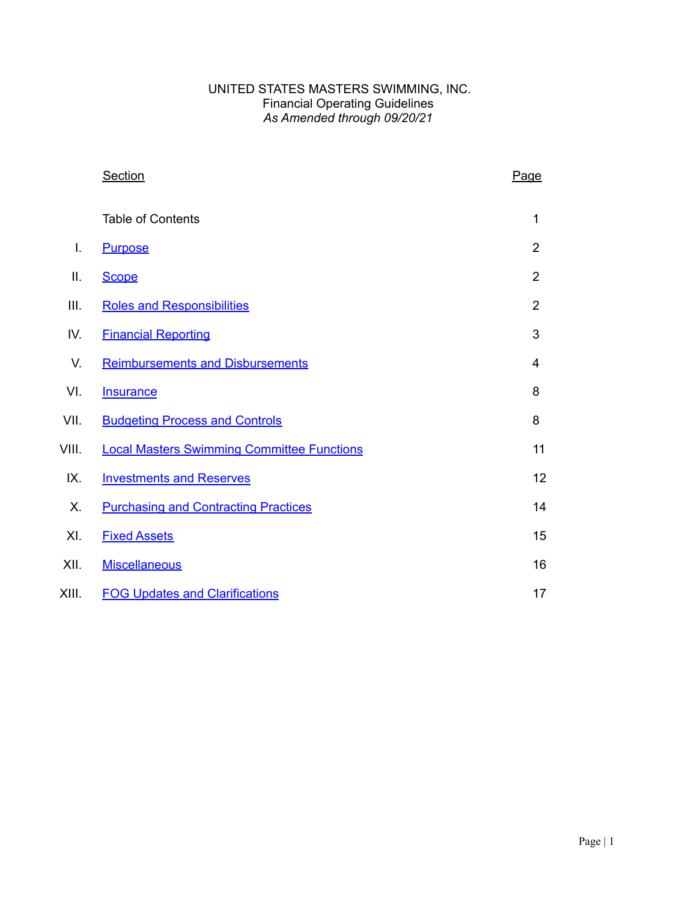UNITED STATES MASTERS SWIMMING, INC.
Financial Operating Guidelines
*As Amended through 09/20/21*

| | Section | Page |
|---|---|---|
| | Table of Contents | 1 |
| I. | Purpose | 2 |
| II. | Scope | 2 |
| III. | Roles and Responsibilities | 2 |
| IV. | Financial Reporting | 3 |
| V. | Reimbursements and Disbursements | 4 |
| VI. | Insurance | 8 |
| VII. | Budgeting Process and Controls | 8 |
| VIII. | Local Masters Swimming Committee Functions | 11 |
| IX. | Investments and Reserves | 12 |
| X. | Purchasing and Contracting Practices | 14 |
| XI. | Fixed Assets | 15 |
| XII. | Miscellaneous | 16 |
| XIII. | FOG Updates and Clarifications | 17 |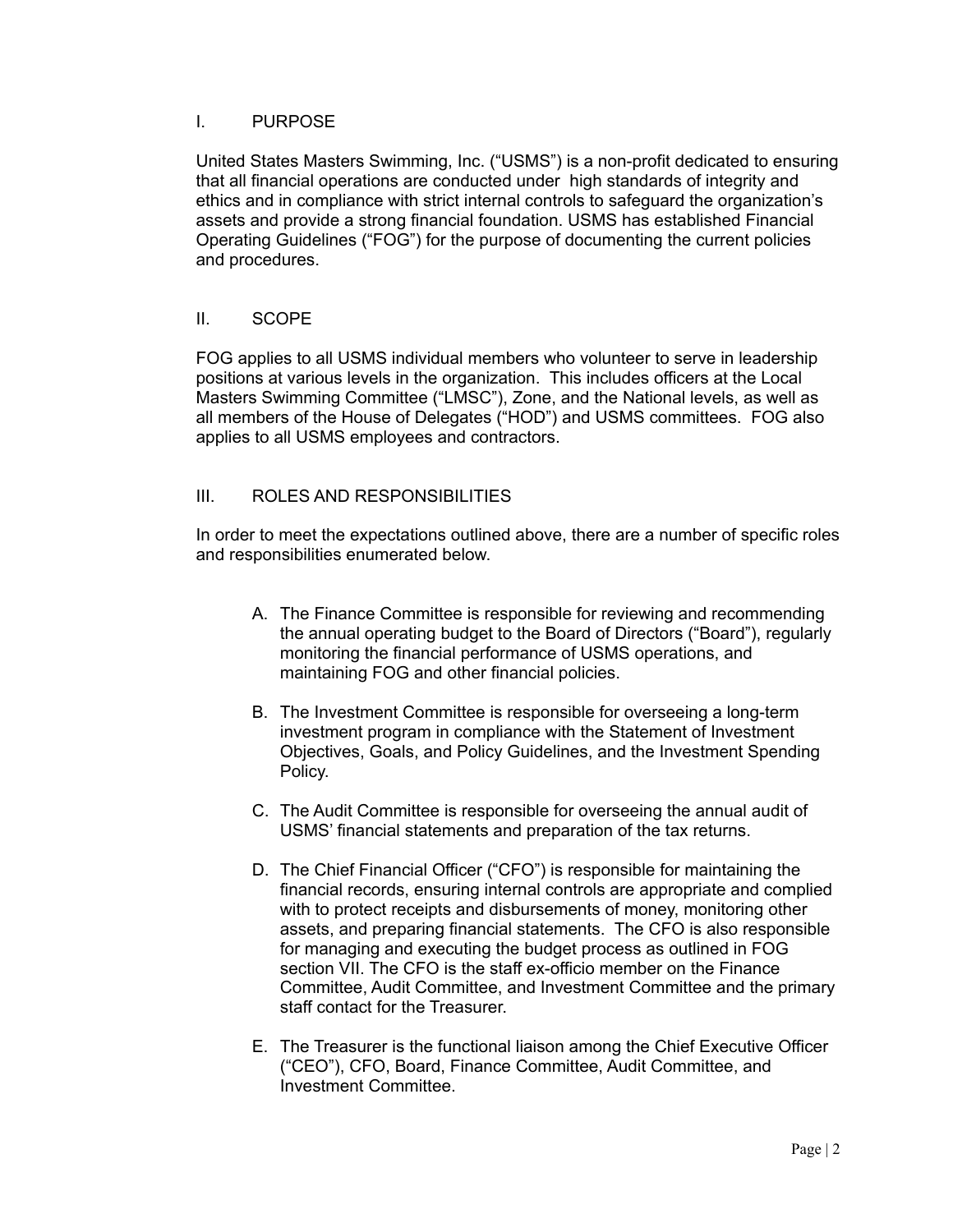## I. PURPOSE

United States Masters Swimming, Inc. ("USMS") is a non-profit dedicated to ensuring that all financial operations are conducted under high standards of integrity and ethics and in compliance with strict internal controls to safeguard the organization's assets and provide a strong financial foundation. USMS has established Financial Operating Guidelines ("FOG") for the purpose of documenting the current policies and procedures.

## II. SCOPE

FOG applies to all USMS individual members who volunteer to serve in leadership positions at various levels in the organization. This includes officers at the Local Masters Swimming Committee ("LMSC"), Zone, and the National levels, as well as all members of the House of Delegates ("HOD") and USMS committees. FOG also applies to all USMS employees and contractors.

## III. ROLES AND RESPONSIBILITIES

In order to meet the expectations outlined above, there are a number of specific roles and responsibilities enumerated below.

A. The Finance Committee is responsible for reviewing and recommending the annual operating budget to the Board of Directors ("Board"), regularly monitoring the financial performance of USMS operations, and maintaining FOG and other financial policies.

B. The Investment Committee is responsible for overseeing a long-term investment program in compliance with the Statement of Investment Objectives, Goals, and Policy Guidelines, and the Investment Spending Policy.

C. The Audit Committee is responsible for overseeing the annual audit of USMS' financial statements and preparation of the tax returns.

D. The Chief Financial Officer ("CFO") is responsible for maintaining the financial records, ensuring internal controls are appropriate and complied with to protect receipts and disbursements of money, monitoring other assets, and preparing financial statements. The CFO is also responsible for managing and executing the budget process as outlined in FOG section VII. The CFO is the staff ex-officio member on the Finance Committee, Audit Committee, and Investment Committee and the primary staff contact for the Treasurer.

E. The Treasurer is the functional liaison among the Chief Executive Officer ("CEO"), CFO, Board, Finance Committee, Audit Committee, and Investment Committee.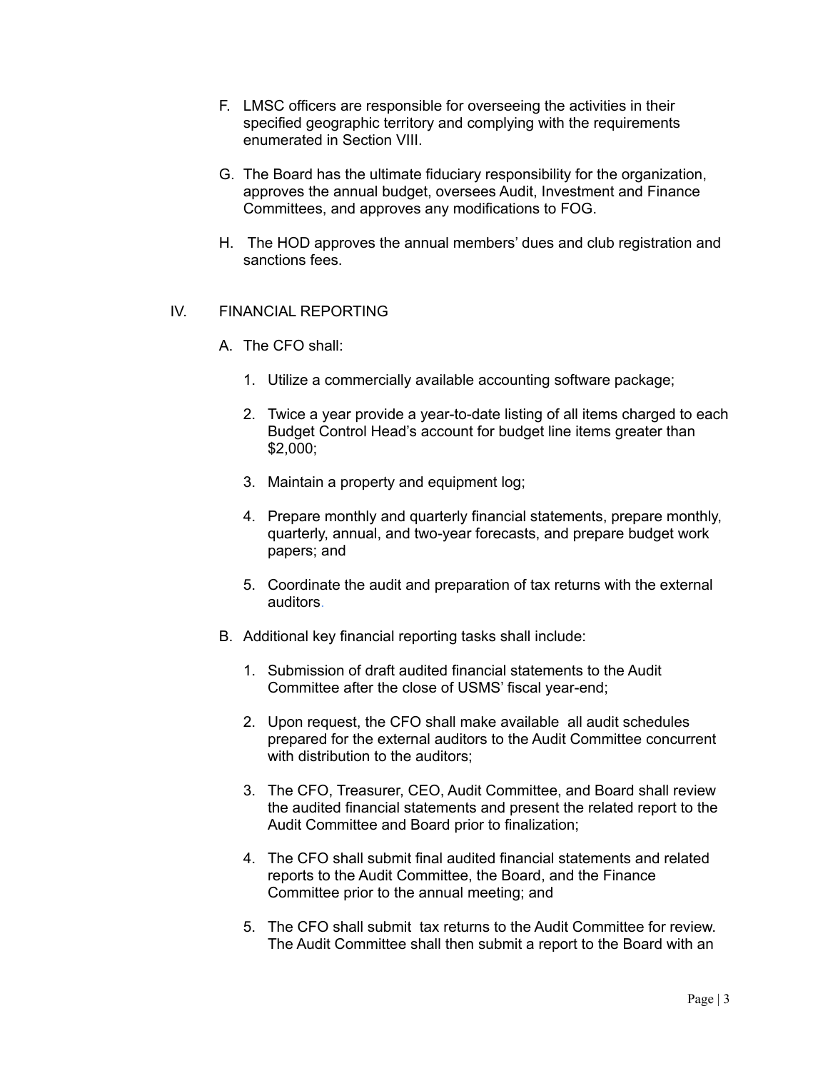F. LMSC officers are responsible for overseeing the activities in their specified geographic territory and complying with the requirements enumerated in Section VIII.

G. The Board has the ultimate fiduciary responsibility for the organization, approves the annual budget, oversees Audit, Investment and Finance Committees, and approves any modifications to FOG.

H. The HOD approves the annual members' dues and club registration and sanctions fees.

## IV. FINANCIAL REPORTING

A. The CFO shall:

1. Utilize a commercially available accounting software package;
2. Twice a year provide a year-to-date listing of all items charged to each Budget Control Head's account for budget line items greater than $2,000;
3. Maintain a property and equipment log;
4. Prepare monthly and quarterly financial statements, prepare monthly, quarterly, annual, and two-year forecasts, and prepare budget work papers; and
5. Coordinate the audit and preparation of tax returns with the external auditors.

B. Additional key financial reporting tasks shall include:

1. Submission of draft audited financial statements to the Audit Committee after the close of USMS' fiscal year-end;
2. Upon request, the CFO shall make available all audit schedules prepared for the external auditors to the Audit Committee concurrent with distribution to the auditors;
3. The CFO, Treasurer, CEO, Audit Committee, and Board shall review the audited financial statements and present the related report to the Audit Committee and Board prior to finalization;
4. The CFO shall submit final audited financial statements and related reports to the Audit Committee, the Board, and the Finance Committee prior to the annual meeting; and
5. The CFO shall submit tax returns to the Audit Committee for review. The Audit Committee shall then submit a report to the Board with an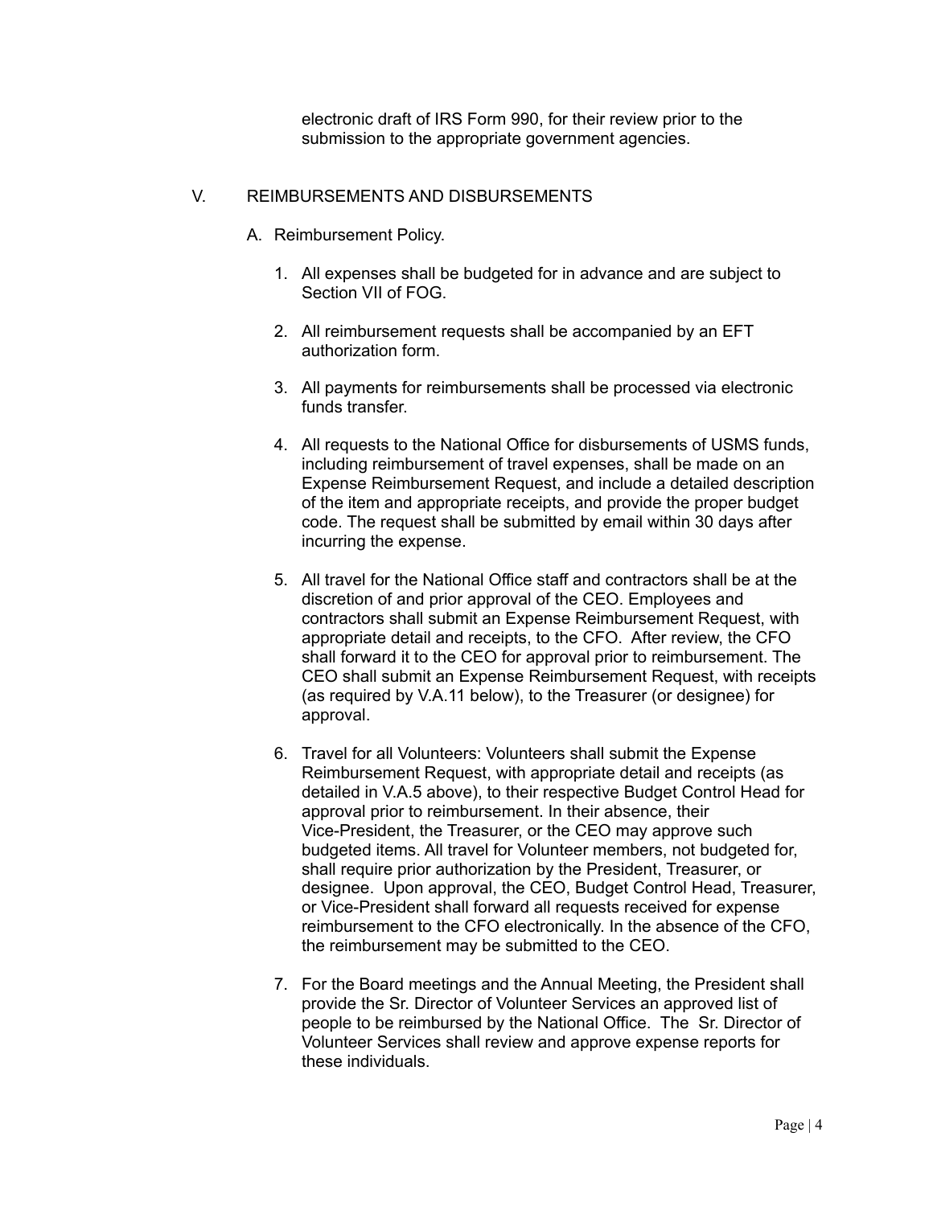electronic draft of IRS Form 990, for their review prior to the submission to the appropriate government agencies.

## V. REIMBURSEMENTS AND DISBURSEMENTS

### A. Reimbursement Policy.

1. All expenses shall be budgeted for in advance and are subject to Section VII of FOG.

2. All reimbursement requests shall be accompanied by an EFT authorization form.

3. All payments for reimbursements shall be processed via electronic funds transfer.

4. All requests to the National Office for disbursements of USMS funds, including reimbursement of travel expenses, shall be made on an Expense Reimbursement Request, and include a detailed description of the item and appropriate receipts, and provide the proper budget code. The request shall be submitted by email within 30 days after incurring the expense.

5. All travel for the National Office staff and contractors shall be at the discretion of and prior approval of the CEO. Employees and contractors shall submit an Expense Reimbursement Request, with appropriate detail and receipts, to the CFO. After review, the CFO shall forward it to the CEO for approval prior to reimbursement. The CEO shall submit an Expense Reimbursement Request, with receipts (as required by V.A.11 below), to the Treasurer (or designee) for approval.

6. Travel for all Volunteers: Volunteers shall submit the Expense Reimbursement Request, with appropriate detail and receipts (as detailed in V.A.5 above), to their respective Budget Control Head for approval prior to reimbursement. In their absence, their Vice-President, the Treasurer, or the CEO may approve such budgeted items. All travel for Volunteer members, not budgeted for, shall require prior authorization by the President, Treasurer, or designee. Upon approval, the CEO, Budget Control Head, Treasurer, or Vice-President shall forward all requests received for expense reimbursement to the CFO electronically. In the absence of the CFO, the reimbursement may be submitted to the CEO.

7. For the Board meetings and the Annual Meeting, the President shall provide the Sr. Director of Volunteer Services an approved list of people to be reimbursed by the National Office. The Sr. Director of Volunteer Services shall review and approve expense reports for these individuals.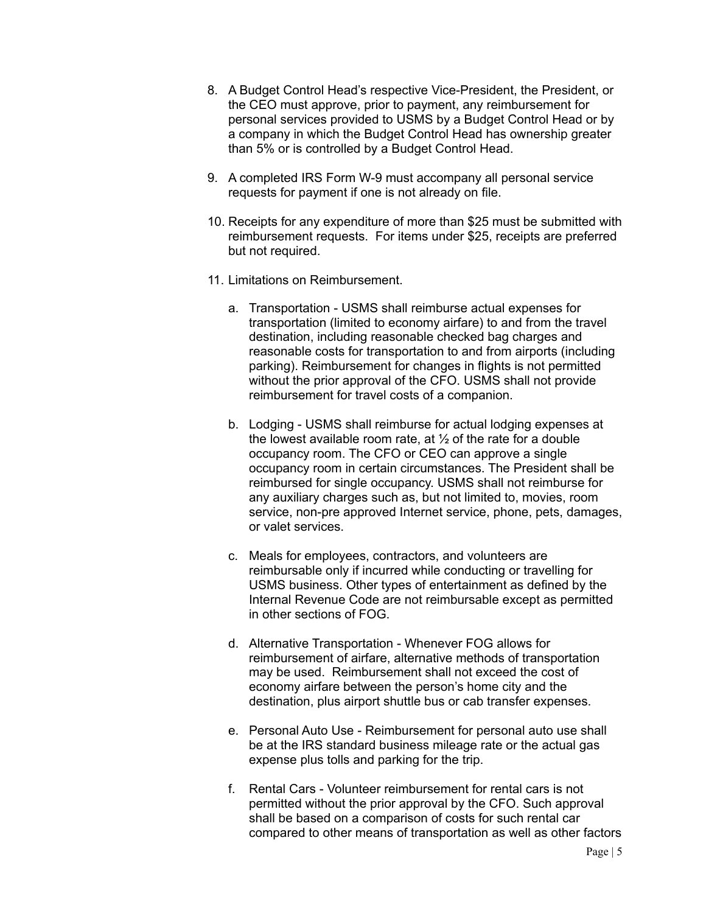8. A Budget Control Head's respective Vice-President, the President, or the CEO must approve, prior to payment, any reimbursement for personal services provided to USMS by a Budget Control Head or by a company in which the Budget Control Head has ownership greater than 5% or is controlled by a Budget Control Head.

9. A completed IRS Form W-9 must accompany all personal service requests for payment if one is not already on file.

10. Receipts for any expenditure of more than $25 must be submitted with reimbursement requests.  For items under $25, receipts are preferred but not required.

11. Limitations on Reimbursement.

    a. Transportation - USMS shall reimburse actual expenses for transportation (limited to economy airfare) to and from the travel destination, including reasonable checked bag charges and reasonable costs for transportation to and from airports (including parking). Reimbursement for changes in flights is not permitted without the prior approval of the CFO. USMS shall not provide reimbursement for travel costs of a companion.

    b. Lodging - USMS shall reimburse for actual lodging expenses at the lowest available room rate, at ½ of the rate for a double occupancy room. The CFO or CEO can approve a single occupancy room in certain circumstances. The President shall be reimbursed for single occupancy. USMS shall not reimburse for any auxiliary charges such as, but not limited to, movies, room service, non-pre approved Internet service, phone, pets, damages, or valet services.

    c. Meals for employees, contractors, and volunteers are reimbursable only if incurred while conducting or travelling for USMS business. Other types of entertainment as defined by the Internal Revenue Code are not reimbursable except as permitted in other sections of FOG.

    d. Alternative Transportation - Whenever FOG allows for reimbursement of airfare, alternative methods of transportation may be used.  Reimbursement shall not exceed the cost of economy airfare between the person's home city and the destination, plus airport shuttle bus or cab transfer expenses.

    e. Personal Auto Use - Reimbursement for personal auto use shall be at the IRS standard business mileage rate or the actual gas expense plus tolls and parking for the trip.

    f. Rental Cars - Volunteer reimbursement for rental cars is not permitted without the prior approval by the CFO. Such approval shall be based on a comparison of costs for such rental car compared to other means of transportation as well as other factors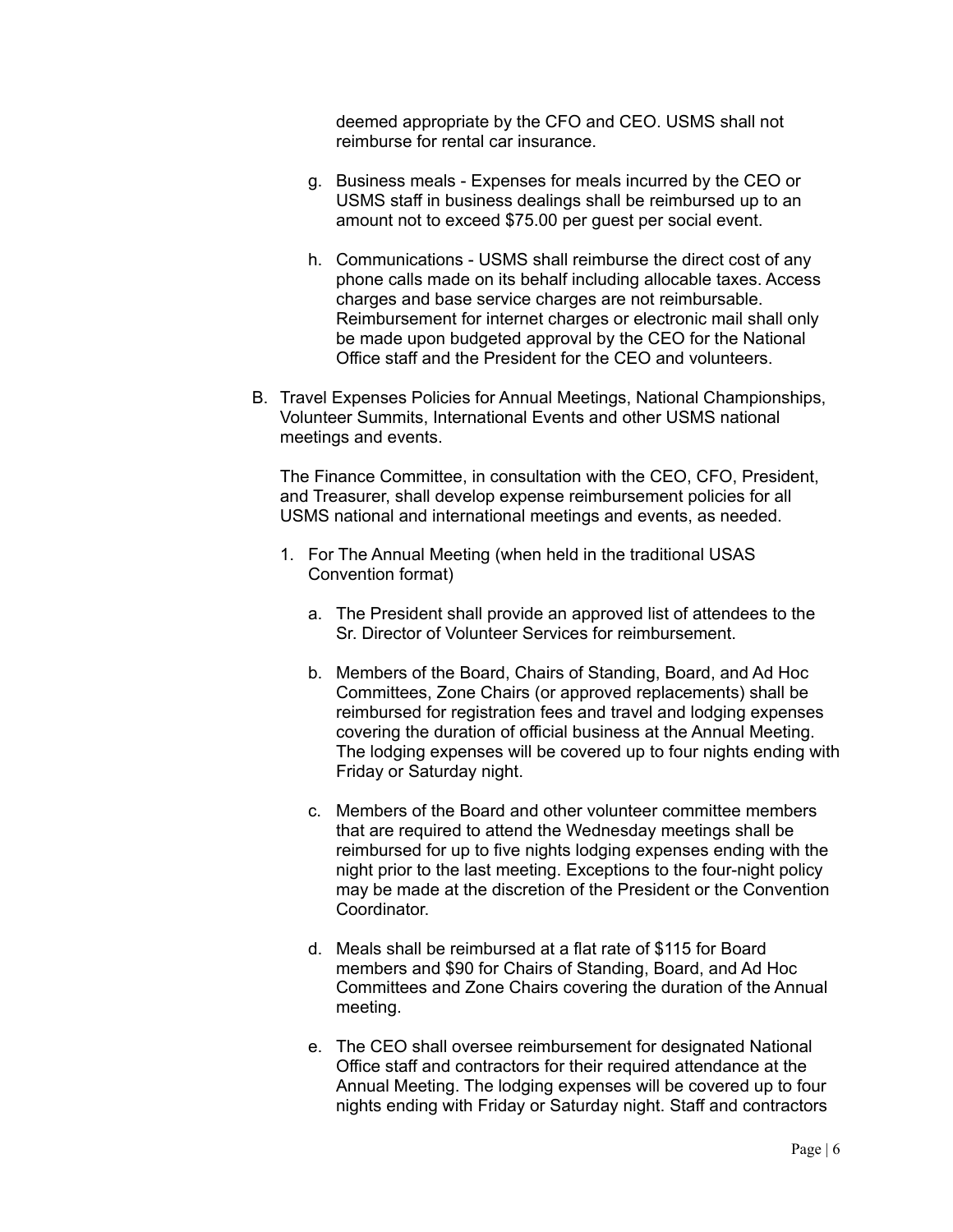deemed appropriate by the CFO and CEO. USMS shall not reimburse for rental car insurance.

g. Business meals - Expenses for meals incurred by the CEO or USMS staff in business dealings shall be reimbursed up to an amount not to exceed $75.00 per guest per social event.

h. Communications - USMS shall reimburse the direct cost of any phone calls made on its behalf including allocable taxes. Access charges and base service charges are not reimbursable. Reimbursement for internet charges or electronic mail shall only be made upon budgeted approval by the CEO for the National Office staff and the President for the CEO and volunteers.

B. Travel Expenses Policies for Annual Meetings, National Championships, Volunteer Summits, International Events and other USMS national meetings and events.

The Finance Committee, in consultation with the CEO, CFO, President, and Treasurer, shall develop expense reimbursement policies for all USMS national and international meetings and events, as needed.

1. For The Annual Meeting (when held in the traditional USAS Convention format)

   a. The President shall provide an approved list of attendees to the Sr. Director of Volunteer Services for reimbursement.

   b. Members of the Board, Chairs of Standing, Board, and Ad Hoc Committees, Zone Chairs (or approved replacements) shall be reimbursed for registration fees and travel and lodging expenses covering the duration of official business at the Annual Meeting. The lodging expenses will be covered up to four nights ending with Friday or Saturday night.

   c. Members of the Board and other volunteer committee members that are required to attend the Wednesday meetings shall be reimbursed for up to five nights lodging expenses ending with the night prior to the last meeting. Exceptions to the four-night policy may be made at the discretion of the President or the Convention Coordinator.

   d. Meals shall be reimbursed at a flat rate of $115 for Board members and $90 for Chairs of Standing, Board, and Ad Hoc Committees and Zone Chairs covering the duration of the Annual meeting.

   e. The CEO shall oversee reimbursement for designated National Office staff and contractors for their required attendance at the Annual Meeting. The lodging expenses will be covered up to four nights ending with Friday or Saturday night. Staff and contractors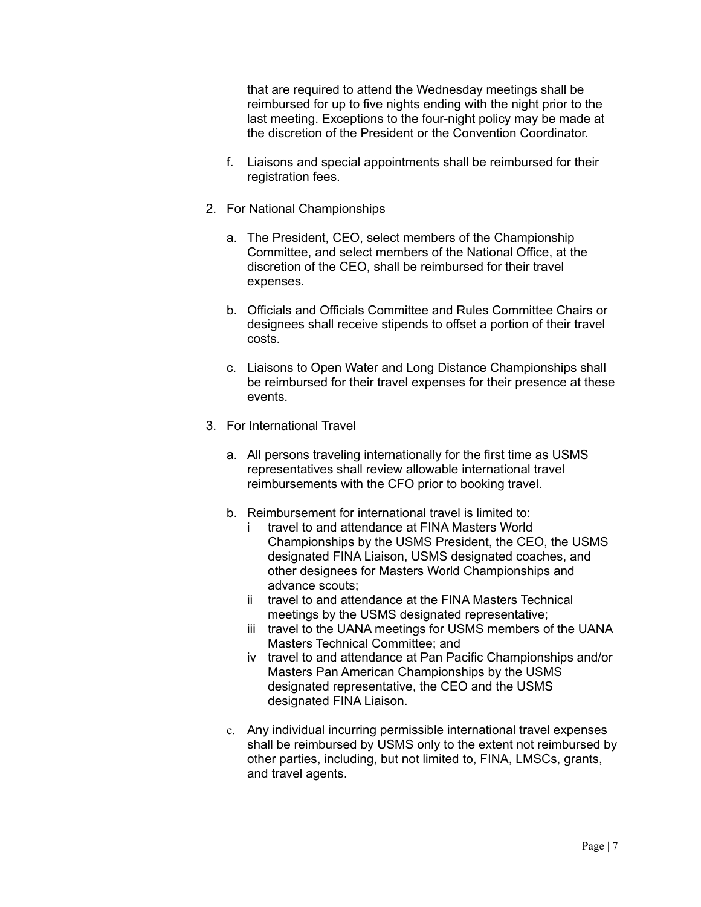that are required to attend the Wednesday meetings shall be reimbursed for up to five nights ending with the night prior to the last meeting. Exceptions to the four-night policy may be made at the discretion of the President or the Convention Coordinator.

f. Liaisons and special appointments shall be reimbursed for their registration fees.

2. For National Championships

   a. The President, CEO, select members of the Championship Committee, and select members of the National Office, at the discretion of the CEO, shall be reimbursed for their travel expenses.

   b. Officials and Officials Committee and Rules Committee Chairs or designees shall receive stipends to offset a portion of their travel costs.

   c. Liaisons to Open Water and Long Distance Championships shall be reimbursed for their travel expenses for their presence at these events.

3. For International Travel

   a. All persons traveling internationally for the first time as USMS representatives shall review allowable international travel reimbursements with the CFO prior to booking travel.

   b. Reimbursement for international travel is limited to:
      - i travel to and attendance at FINA Masters World Championships by the USMS President, the CEO, the USMS designated FINA Liaison, USMS designated coaches, and other designees for Masters World Championships and advance scouts;
      - ii travel to and attendance at the FINA Masters Technical meetings by the USMS designated representative;
      - iii travel to the UANA meetings for USMS members of the UANA Masters Technical Committee; and
      - iv travel to and attendance at Pan Pacific Championships and/or Masters Pan American Championships by the USMS designated representative, the CEO and the USMS designated FINA Liaison.

   c. Any individual incurring permissible international travel expenses shall be reimbursed by USMS only to the extent not reimbursed by other parties, including, but not limited to, FINA, LMSCs, grants, and travel agents.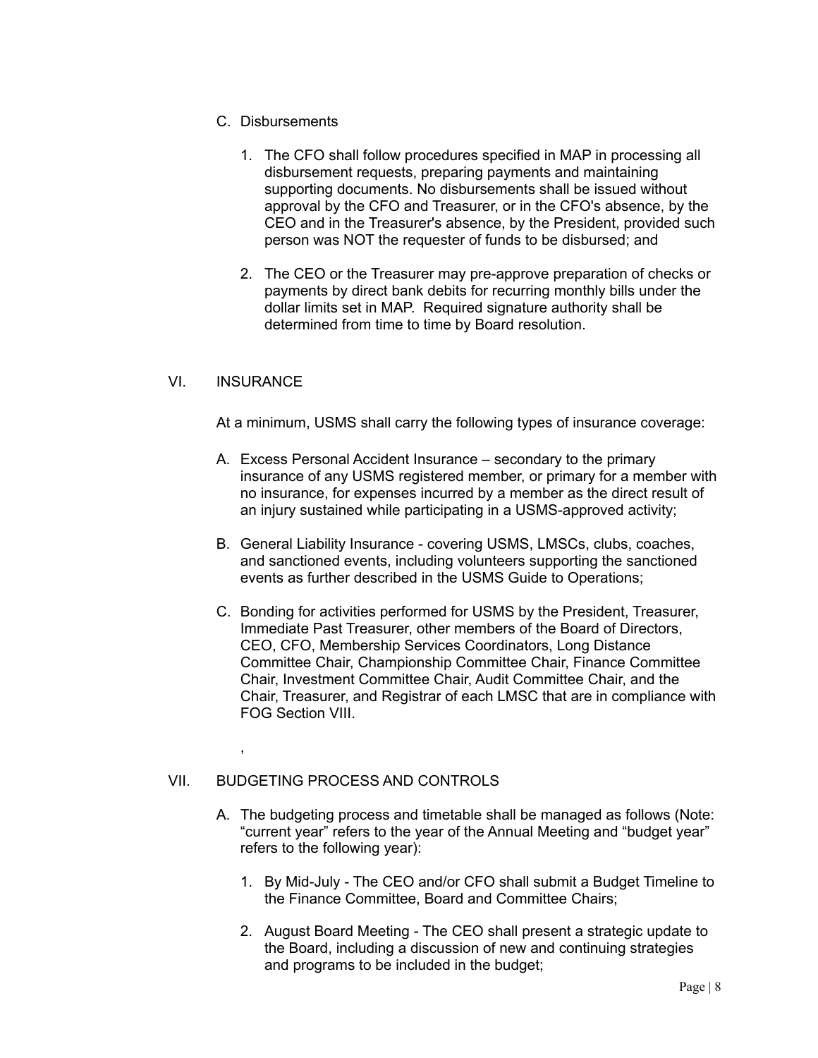C. Disbursements

  1. The CFO shall follow procedures specified in MAP in processing all disbursement requests, preparing payments and maintaining supporting documents. No disbursements shall be issued without approval by the CFO and Treasurer, or in the CFO's absence, by the CEO and in the Treasurer's absence, by the President, provided such person was NOT the requester of funds to be disbursed; and

  2. The CEO or the Treasurer may pre-approve preparation of checks or payments by direct bank debits for recurring monthly bills under the dollar limits set in MAP. Required signature authority shall be determined from time to time by Board resolution.

## VI. INSURANCE

At a minimum, USMS shall carry the following types of insurance coverage:

A. Excess Personal Accident Insurance – secondary to the primary insurance of any USMS registered member, or primary for a member with no insurance, for expenses incurred by a member as the direct result of an injury sustained while participating in a USMS-approved activity;

B. General Liability Insurance - covering USMS, LMSCs, clubs, coaches, and sanctioned events, including volunteers supporting the sanctioned events as further described in the USMS Guide to Operations;

C. Bonding for activities performed for USMS by the President, Treasurer, Immediate Past Treasurer, other members of the Board of Directors, CEO, CFO, Membership Services Coordinators, Long Distance Committee Chair, Championship Committee Chair, Finance Committee Chair, Investment Committee Chair, Audit Committee Chair, and the Chair, Treasurer, and Registrar of each LMSC that are in compliance with FOG Section VIII.

,

## VII. BUDGETING PROCESS AND CONTROLS

A. The budgeting process and timetable shall be managed as follows (Note: “current year” refers to the year of the Annual Meeting and “budget year” refers to the following year):

  1. By Mid-July - The CEO and/or CFO shall submit a Budget Timeline to the Finance Committee, Board and Committee Chairs;

  2. August Board Meeting - The CEO shall present a strategic update to the Board, including a discussion of new and continuing strategies and programs to be included in the budget;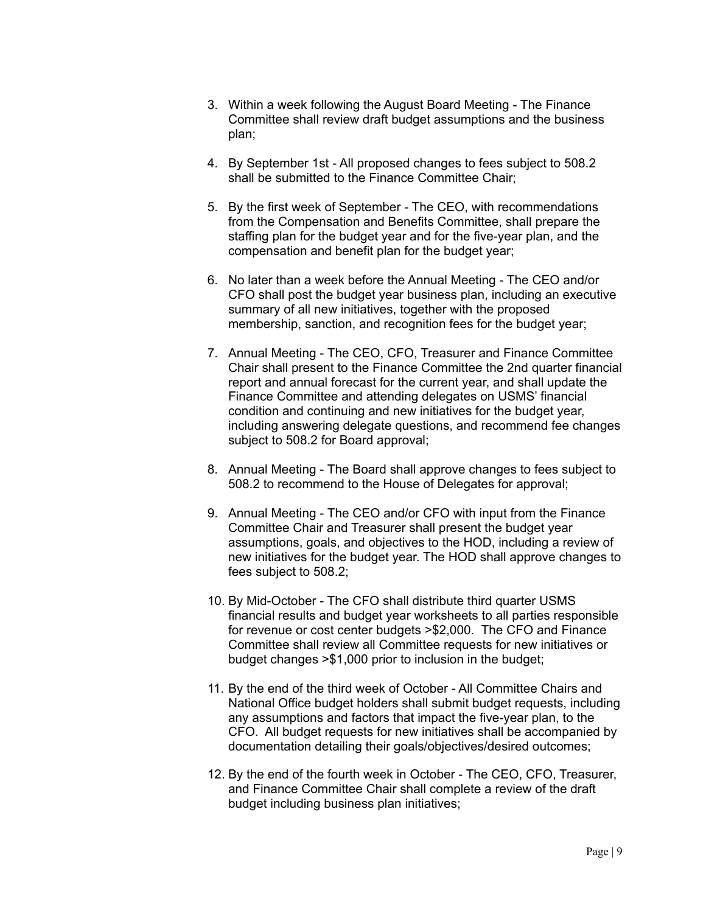3. Within a week following the August Board Meeting - The Finance Committee shall review draft budget assumptions and the business plan;

4. By September 1st - All proposed changes to fees subject to 508.2 shall be submitted to the Finance Committee Chair;

5. By the first week of September - The CEO, with recommendations from the Compensation and Benefits Committee, shall prepare the staffing plan for the budget year and for the five-year plan, and the compensation and benefit plan for the budget year;

6. No later than a week before the Annual Meeting - The CEO and/or CFO shall post the budget year business plan, including an executive summary of all new initiatives, together with the proposed membership, sanction, and recognition fees for the budget year;

7. Annual Meeting - The CEO, CFO, Treasurer and Finance Committee Chair shall present to the Finance Committee the 2nd quarter financial report and annual forecast for the current year, and shall update the Finance Committee and attending delegates on USMS' financial condition and continuing and new initiatives for the budget year, including answering delegate questions, and recommend fee changes subject to 508.2 for Board approval;

8. Annual Meeting - The Board shall approve changes to fees subject to 508.2 to recommend to the House of Delegates for approval;

9. Annual Meeting - The CEO and/or CFO with input from the Finance Committee Chair and Treasurer shall present the budget year assumptions, goals, and objectives to the HOD, including a review of new initiatives for the budget year. The HOD shall approve changes to fees subject to 508.2;

10. By Mid-October - The CFO shall distribute third quarter USMS financial results and budget year worksheets to all parties responsible for revenue or cost center budgets >$2,000. The CFO and Finance Committee shall review all Committee requests for new initiatives or budget changes >$1,000 prior to inclusion in the budget;

11. By the end of the third week of October - All Committee Chairs and National Office budget holders shall submit budget requests, including any assumptions and factors that impact the five-year plan, to the CFO. All budget requests for new initiatives shall be accompanied by documentation detailing their goals/objectives/desired outcomes;

12. By the end of the fourth week in October - The CEO, CFO, Treasurer, and Finance Committee Chair shall complete a review of the draft budget including business plan initiatives;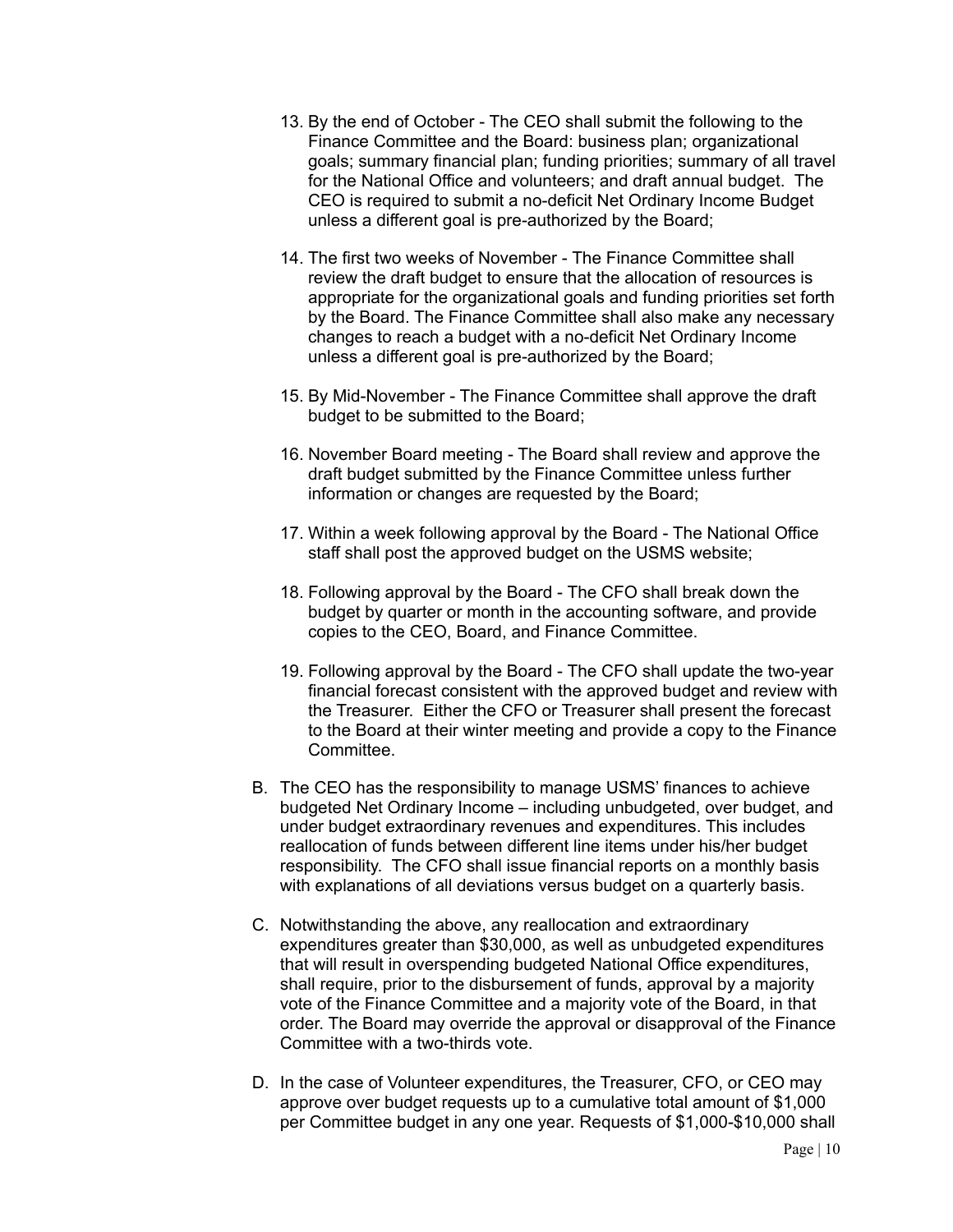13. By the end of October - The CEO shall submit the following to the Finance Committee and the Board: business plan; organizational goals; summary financial plan; funding priorities; summary of all travel for the National Office and volunteers; and draft annual budget. The CEO is required to submit a no-deficit Net Ordinary Income Budget unless a different goal is pre-authorized by the Board;

14. The first two weeks of November - The Finance Committee shall review the draft budget to ensure that the allocation of resources is appropriate for the organizational goals and funding priorities set forth by the Board. The Finance Committee shall also make any necessary changes to reach a budget with a no-deficit Net Ordinary Income unless a different goal is pre-authorized by the Board;

15. By Mid-November - The Finance Committee shall approve the draft budget to be submitted to the Board;

16. November Board meeting - The Board shall review and approve the draft budget submitted by the Finance Committee unless further information or changes are requested by the Board;

17. Within a week following approval by the Board - The National Office staff shall post the approved budget on the USMS website;

18. Following approval by the Board - The CFO shall break down the budget by quarter or month in the accounting software, and provide copies to the CEO, Board, and Finance Committee.

19. Following approval by the Board - The CFO shall update the two-year financial forecast consistent with the approved budget and review with the Treasurer. Either the CFO or Treasurer shall present the forecast to the Board at their winter meeting and provide a copy to the Finance Committee.

B. The CEO has the responsibility to manage USMS' finances to achieve budgeted Net Ordinary Income – including unbudgeted, over budget, and under budget extraordinary revenues and expenditures. This includes reallocation of funds between different line items under his/her budget responsibility. The CFO shall issue financial reports on a monthly basis with explanations of all deviations versus budget on a quarterly basis.

C. Notwithstanding the above, any reallocation and extraordinary expenditures greater than $30,000, as well as unbudgeted expenditures that will result in overspending budgeted National Office expenditures, shall require, prior to the disbursement of funds, approval by a majority vote of the Finance Committee and a majority vote of the Board, in that order. The Board may override the approval or disapproval of the Finance Committee with a two-thirds vote.

D. In the case of Volunteer expenditures, the Treasurer, CFO, or CEO may approve over budget requests up to a cumulative total amount of $1,000 per Committee budget in any one year. Requests of $1,000-$10,000 shall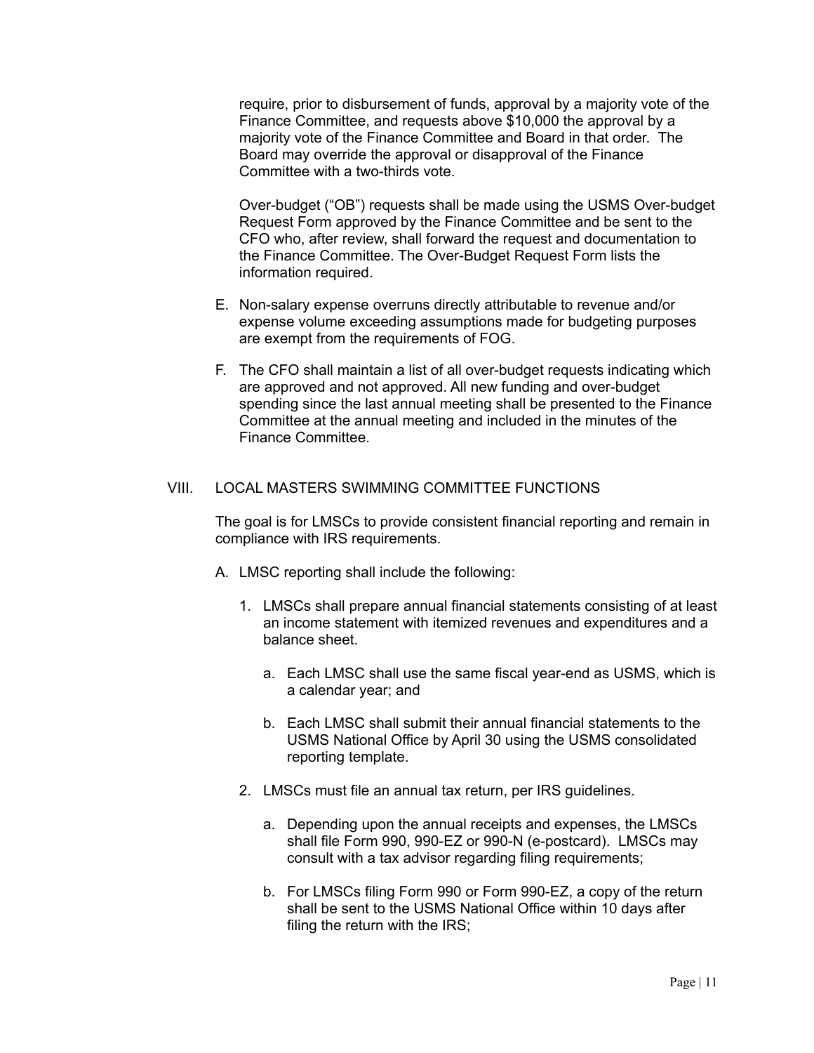require, prior to disbursement of funds, approval by a majority vote of the Finance Committee, and requests above $10,000 the approval by a majority vote of the Finance Committee and Board in that order. The Board may override the approval or disapproval of the Finance Committee with a two-thirds vote.

Over-budget ("OB") requests shall be made using the USMS Over-budget Request Form approved by the Finance Committee and be sent to the CFO who, after review, shall forward the request and documentation to the Finance Committee. The Over-Budget Request Form lists the information required.

E. Non-salary expense overruns directly attributable to revenue and/or expense volume exceeding assumptions made for budgeting purposes are exempt from the requirements of FOG.

F. The CFO shall maintain a list of all over-budget requests indicating which are approved and not approved. All new funding and over-budget spending since the last annual meeting shall be presented to the Finance Committee at the annual meeting and included in the minutes of the Finance Committee.

## VIII. LOCAL MASTERS SWIMMING COMMITTEE FUNCTIONS

The goal is for LMSCs to provide consistent financial reporting and remain in compliance with IRS requirements.

A. LMSC reporting shall include the following:

1. LMSCs shall prepare annual financial statements consisting of at least an income statement with itemized revenues and expenditures and a balance sheet.

   a. Each LMSC shall use the same fiscal year-end as USMS, which is a calendar year; and

   b. Each LMSC shall submit their annual financial statements to the USMS National Office by April 30 using the USMS consolidated reporting template.

2. LMSCs must file an annual tax return, per IRS guidelines.

   a. Depending upon the annual receipts and expenses, the LMSCs shall file Form 990, 990-EZ or 990-N (e-postcard). LMSCs may consult with a tax advisor regarding filing requirements;

   b. For LMSCs filing Form 990 or Form 990-EZ, a copy of the return shall be sent to the USMS National Office within 10 days after filing the return with the IRS;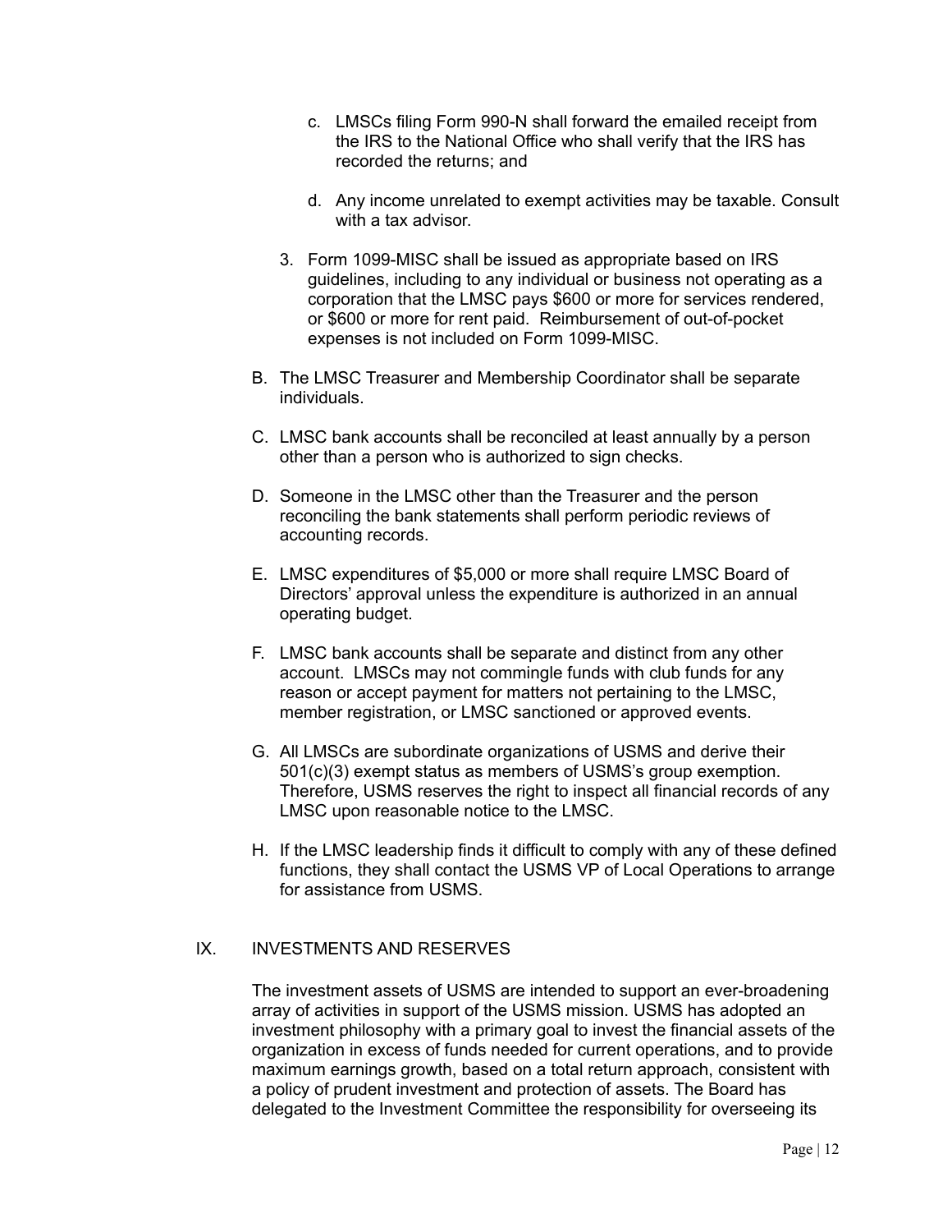c. LMSCs filing Form 990-N shall forward the emailed receipt from the IRS to the National Office who shall verify that the IRS has recorded the returns; and

d. Any income unrelated to exempt activities may be taxable. Consult with a tax advisor.

3. Form 1099-MISC shall be issued as appropriate based on IRS guidelines, including to any individual or business not operating as a corporation that the LMSC pays $600 or more for services rendered, or $600 or more for rent paid. Reimbursement of out-of-pocket expenses is not included on Form 1099-MISC.

B. The LMSC Treasurer and Membership Coordinator shall be separate individuals.

C. LMSC bank accounts shall be reconciled at least annually by a person other than a person who is authorized to sign checks.

D. Someone in the LMSC other than the Treasurer and the person reconciling the bank statements shall perform periodic reviews of accounting records.

E. LMSC expenditures of $5,000 or more shall require LMSC Board of Directors' approval unless the expenditure is authorized in an annual operating budget.

F. LMSC bank accounts shall be separate and distinct from any other account. LMSCs may not commingle funds with club funds for any reason or accept payment for matters not pertaining to the LMSC, member registration, or LMSC sanctioned or approved events.

G. All LMSCs are subordinate organizations of USMS and derive their 501(c)(3) exempt status as members of USMS's group exemption. Therefore, USMS reserves the right to inspect all financial records of any LMSC upon reasonable notice to the LMSC.

H. If the LMSC leadership finds it difficult to comply with any of these defined functions, they shall contact the USMS VP of Local Operations to arrange for assistance from USMS.

## IX. INVESTMENTS AND RESERVES

The investment assets of USMS are intended to support an ever-broadening array of activities in support of the USMS mission. USMS has adopted an investment philosophy with a primary goal to invest the financial assets of the organization in excess of funds needed for current operations, and to provide maximum earnings growth, based on a total return approach, consistent with a policy of prudent investment and protection of assets. The Board has delegated to the Investment Committee the responsibility for overseeing its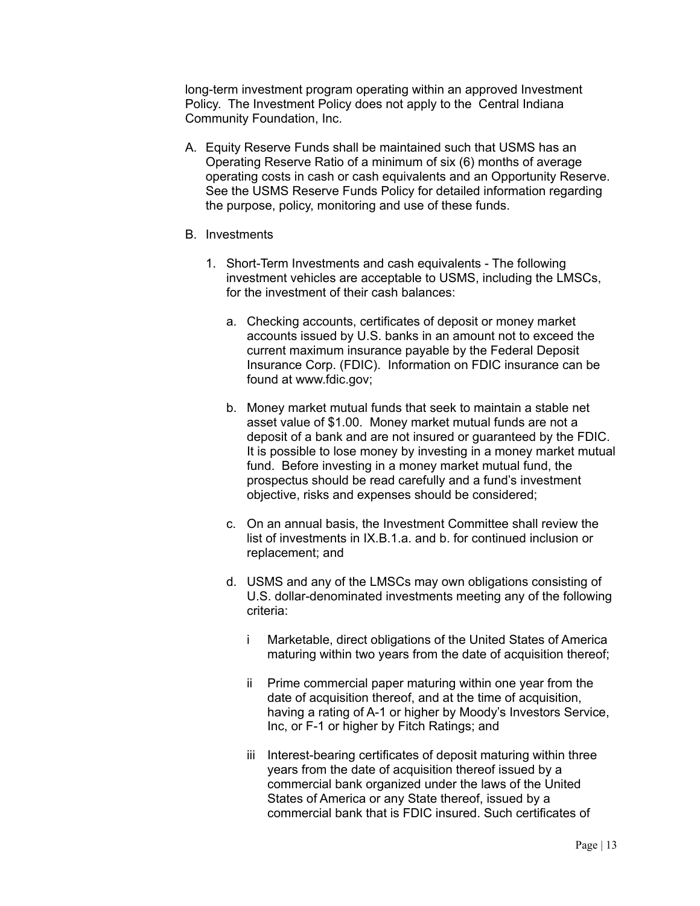long-term investment program operating within an approved Investment Policy. The Investment Policy does not apply to the Central Indiana Community Foundation, Inc.

A. Equity Reserve Funds shall be maintained such that USMS has an Operating Reserve Ratio of a minimum of six (6) months of average operating costs in cash or cash equivalents and an Opportunity Reserve. See the USMS Reserve Funds Policy for detailed information regarding the purpose, policy, monitoring and use of these funds.

B. Investments

   1. Short-Term Investments and cash equivalents - The following investment vehicles are acceptable to USMS, including the LMSCs, for the investment of their cash balances:

      a. Checking accounts, certificates of deposit or money market accounts issued by U.S. banks in an amount not to exceed the current maximum insurance payable by the Federal Deposit Insurance Corp. (FDIC). Information on FDIC insurance can be found at www.fdic.gov;

      b. Money market mutual funds that seek to maintain a stable net asset value of $1.00. Money market mutual funds are not a deposit of a bank and are not insured or guaranteed by the FDIC. It is possible to lose money by investing in a money market mutual fund. Before investing in a money market mutual fund, the prospectus should be read carefully and a fund's investment objective, risks and expenses should be considered;

      c. On an annual basis, the Investment Committee shall review the list of investments in IX.B.1.a. and b. for continued inclusion or replacement; and

      d. USMS and any of the LMSCs may own obligations consisting of U.S. dollar-denominated investments meeting any of the following criteria:

         i Marketable, direct obligations of the United States of America maturing within two years from the date of acquisition thereof;

         ii Prime commercial paper maturing within one year from the date of acquisition thereof, and at the time of acquisition, having a rating of A-1 or higher by Moody's Investors Service, Inc, or F-1 or higher by Fitch Ratings; and

         iii Interest-bearing certificates of deposit maturing within three years from the date of acquisition thereof issued by a commercial bank organized under the laws of the United States of America or any State thereof, issued by a commercial bank that is FDIC insured. Such certificates of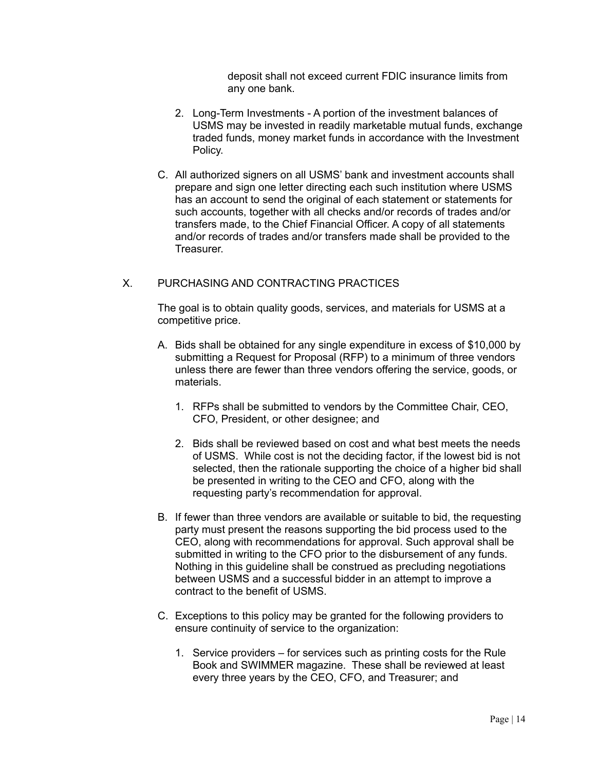deposit shall not exceed current FDIC insurance limits from any one bank.

2. Long-Term Investments - A portion of the investment balances of USMS may be invested in readily marketable mutual funds, exchange traded funds, money market funds in accordance with the Investment Policy.

C. All authorized signers on all USMS' bank and investment accounts shall prepare and sign one letter directing each such institution where USMS has an account to send the original of each statement or statements for such accounts, together with all checks and/or records of trades and/or transfers made, to the Chief Financial Officer. A copy of all statements and/or records of trades and/or transfers made shall be provided to the Treasurer.

## X. PURCHASING AND CONTRACTING PRACTICES

The goal is to obtain quality goods, services, and materials for USMS at a competitive price.

A. Bids shall be obtained for any single expenditure in excess of $10,000 by submitting a Request for Proposal (RFP) to a minimum of three vendors unless there are fewer than three vendors offering the service, goods, or materials.

   1. RFPs shall be submitted to vendors by the Committee Chair, CEO, CFO, President, or other designee; and

   2. Bids shall be reviewed based on cost and what best meets the needs of USMS. While cost is not the deciding factor, if the lowest bid is not selected, then the rationale supporting the choice of a higher bid shall be presented in writing to the CEO and CFO, along with the requesting party's recommendation for approval.

B. If fewer than three vendors are available or suitable to bid, the requesting party must present the reasons supporting the bid process used to the CEO, along with recommendations for approval. Such approval shall be submitted in writing to the CFO prior to the disbursement of any funds. Nothing in this guideline shall be construed as precluding negotiations between USMS and a successful bidder in an attempt to improve a contract to the benefit of USMS.

C. Exceptions to this policy may be granted for the following providers to ensure continuity of service to the organization:

   1. Service providers – for services such as printing costs for the Rule Book and SWIMMER magazine. These shall be reviewed at least every three years by the CEO, CFO, and Treasurer; and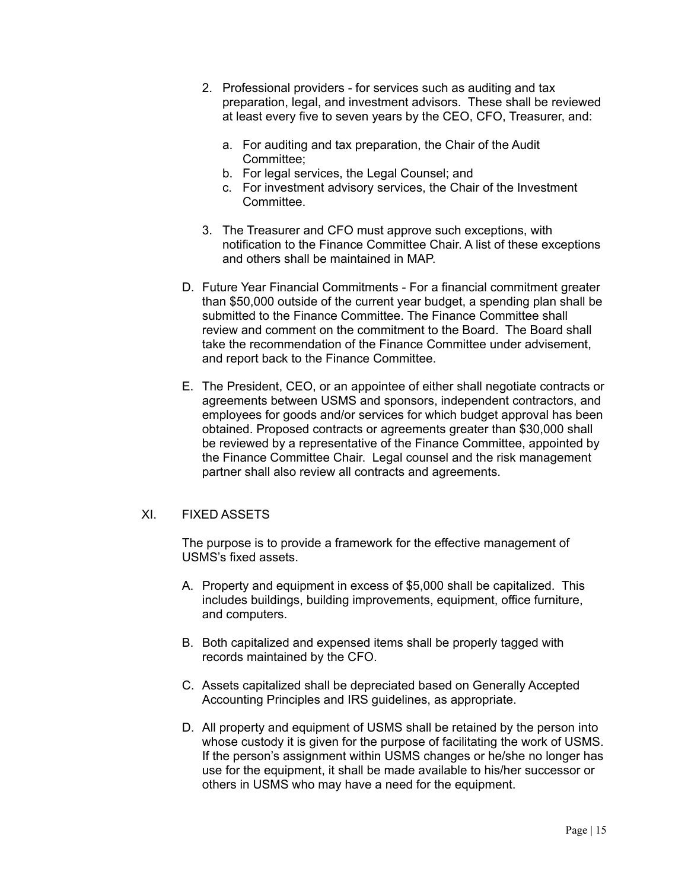2. Professional providers - for services such as auditing and tax preparation, legal, and investment advisors. These shall be reviewed at least every five to seven years by the CEO, CFO, Treasurer, and:

    a. For auditing and tax preparation, the Chair of the Audit Committee;
    b. For legal services, the Legal Counsel; and
    c. For investment advisory services, the Chair of the Investment Committee.

3. The Treasurer and CFO must approve such exceptions, with notification to the Finance Committee Chair. A list of these exceptions and others shall be maintained in MAP.

D. Future Year Financial Commitments - For a financial commitment greater than $50,000 outside of the current year budget, a spending plan shall be submitted to the Finance Committee. The Finance Committee shall review and comment on the commitment to the Board. The Board shall take the recommendation of the Finance Committee under advisement, and report back to the Finance Committee.

E. The President, CEO, or an appointee of either shall negotiate contracts or agreements between USMS and sponsors, independent contractors, and employees for goods and/or services for which budget approval has been obtained. Proposed contracts or agreements greater than $30,000 shall be reviewed by a representative of the Finance Committee, appointed by the Finance Committee Chair. Legal counsel and the risk management partner shall also review all contracts and agreements.

## XI. FIXED ASSETS

The purpose is to provide a framework for the effective management of USMS's fixed assets.

A. Property and equipment in excess of $5,000 shall be capitalized. This includes buildings, building improvements, equipment, office furniture, and computers.

B. Both capitalized and expensed items shall be properly tagged with records maintained by the CFO.

C. Assets capitalized shall be depreciated based on Generally Accepted Accounting Principles and IRS guidelines, as appropriate.

D. All property and equipment of USMS shall be retained by the person into whose custody it is given for the purpose of facilitating the work of USMS. If the person's assignment within USMS changes or he/she no longer has use for the equipment, it shall be made available to his/her successor or others in USMS who may have a need for the equipment.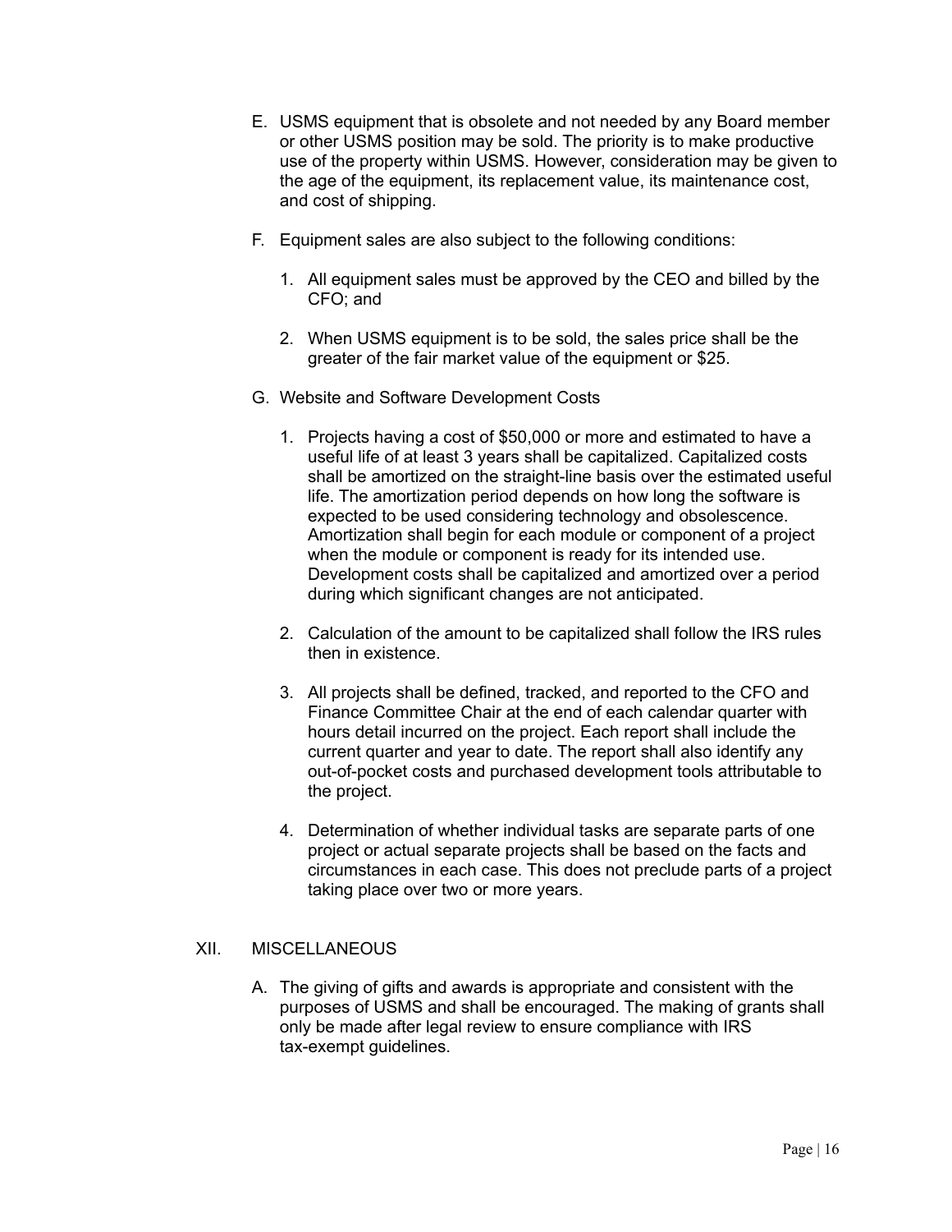E. USMS equipment that is obsolete and not needed by any Board member or other USMS position may be sold. The priority is to make productive use of the property within USMS. However, consideration may be given to the age of the equipment, its replacement value, its maintenance cost, and cost of shipping.

F. Equipment sales are also subject to the following conditions:

   1. All equipment sales must be approved by the CEO and billed by the CFO; and

   2. When USMS equipment is to be sold, the sales price shall be the greater of the fair market value of the equipment or $25.

G. Website and Software Development Costs

   1. Projects having a cost of $50,000 or more and estimated to have a useful life of at least 3 years shall be capitalized. Capitalized costs shall be amortized on the straight-line basis over the estimated useful life. The amortization period depends on how long the software is expected to be used considering technology and obsolescence. Amortization shall begin for each module or component of a project when the module or component is ready for its intended use. Development costs shall be capitalized and amortized over a period during which significant changes are not anticipated.

   2. Calculation of the amount to be capitalized shall follow the IRS rules then in existence.

   3. All projects shall be defined, tracked, and reported to the CFO and Finance Committee Chair at the end of each calendar quarter with hours detail incurred on the project. Each report shall include the current quarter and year to date. The report shall also identify any out-of-pocket costs and purchased development tools attributable to the project.

   4. Determination of whether individual tasks are separate parts of one project or actual separate projects shall be based on the facts and circumstances in each case. This does not preclude parts of a project taking place over two or more years.

## XII. MISCELLANEOUS

A. The giving of gifts and awards is appropriate and consistent with the purposes of USMS and shall be encouraged. The making of grants shall only be made after legal review to ensure compliance with IRS tax-exempt guidelines.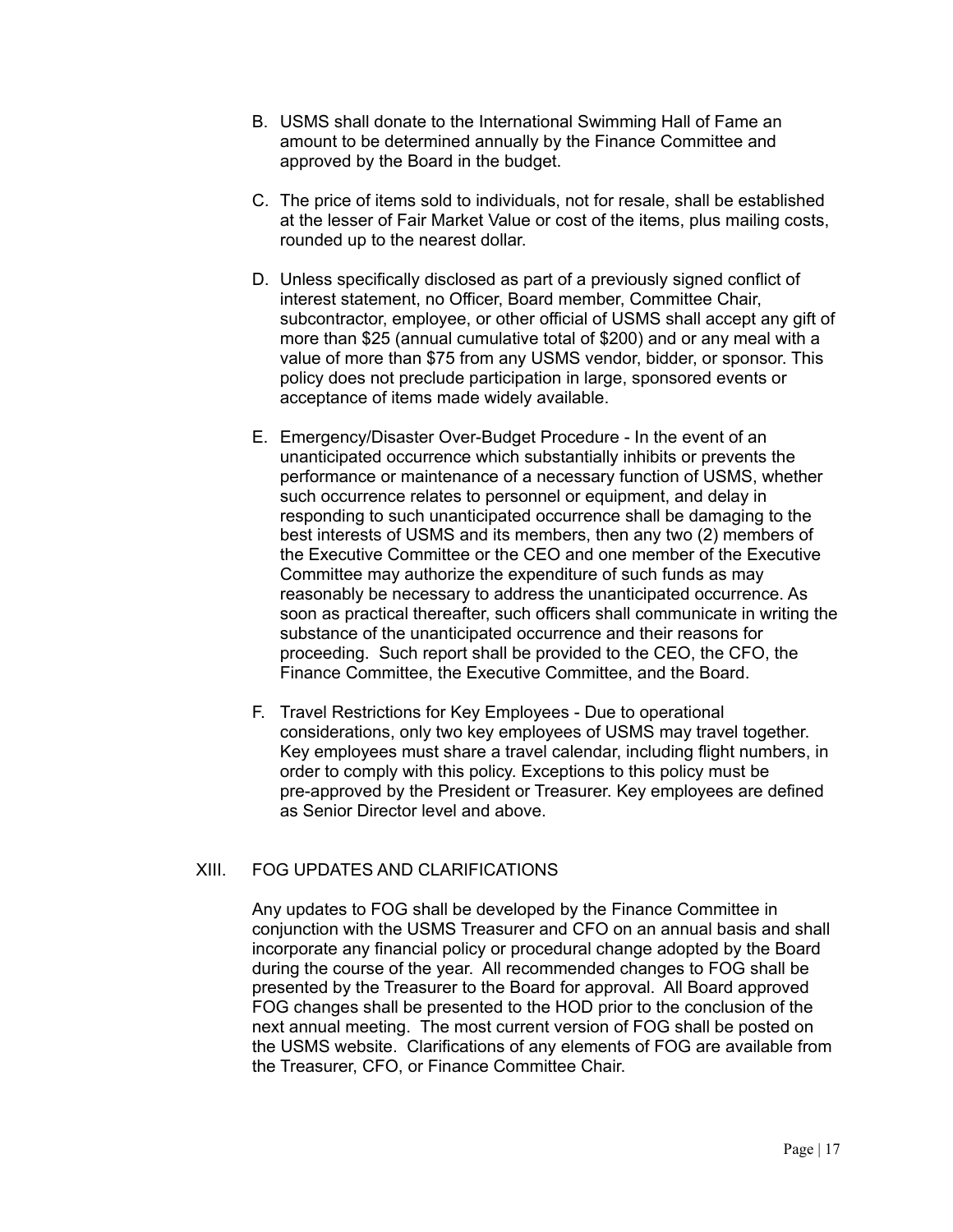B. USMS shall donate to the International Swimming Hall of Fame an amount to be determined annually by the Finance Committee and approved by the Board in the budget.

C. The price of items sold to individuals, not for resale, shall be established at the lesser of Fair Market Value or cost of the items, plus mailing costs, rounded up to the nearest dollar.

D. Unless specifically disclosed as part of a previously signed conflict of interest statement, no Officer, Board member, Committee Chair, subcontractor, employee, or other official of USMS shall accept any gift of more than $25 (annual cumulative total of $200) and or any meal with a value of more than $75 from any USMS vendor, bidder, or sponsor. This policy does not preclude participation in large, sponsored events or acceptance of items made widely available.

E. Emergency/Disaster Over-Budget Procedure - In the event of an unanticipated occurrence which substantially inhibits or prevents the performance or maintenance of a necessary function of USMS, whether such occurrence relates to personnel or equipment, and delay in responding to such unanticipated occurrence shall be damaging to the best interests of USMS and its members, then any two (2) members of the Executive Committee or the CEO and one member of the Executive Committee may authorize the expenditure of such funds as may reasonably be necessary to address the unanticipated occurrence. As soon as practical thereafter, such officers shall communicate in writing the substance of the unanticipated occurrence and their reasons for proceeding. Such report shall be provided to the CEO, the CFO, the Finance Committee, the Executive Committee, and the Board.

F. Travel Restrictions for Key Employees - Due to operational considerations, only two key employees of USMS may travel together. Key employees must share a travel calendar, including flight numbers, in order to comply with this policy. Exceptions to this policy must be pre-approved by the President or Treasurer. Key employees are defined as Senior Director level and above.

## XIII. FOG UPDATES AND CLARIFICATIONS

Any updates to FOG shall be developed by the Finance Committee in conjunction with the USMS Treasurer and CFO on an annual basis and shall incorporate any financial policy or procedural change adopted by the Board during the course of the year. All recommended changes to FOG shall be presented by the Treasurer to the Board for approval. All Board approved FOG changes shall be presented to the HOD prior to the conclusion of the next annual meeting. The most current version of FOG shall be posted on the USMS website. Clarifications of any elements of FOG are available from the Treasurer, CFO, or Finance Committee Chair.